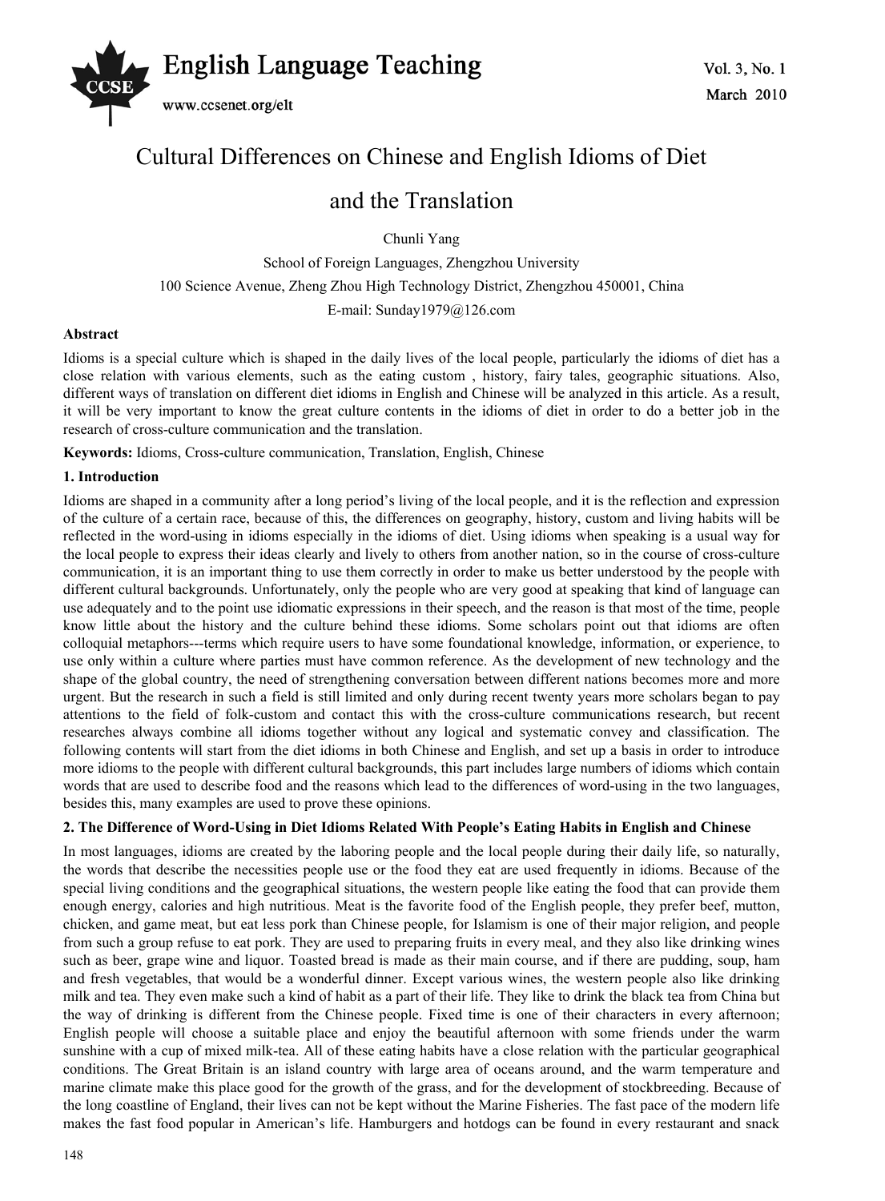# Cultural Differences on Chinese and English Idioms of Diet and the Translation

Chunli Yang

School of Foreign Languages, Zhengzhou University

100 Science Avenue, Zheng Zhou High Technology District, Zhengzhou 450001, China

E-mail: Sunday1979@126.com

**Abstract**

Idioms is a special culture which is shaped in the daily lives of the local people, particularly the idioms of diet has a close relation with various elements, such as the eating custom , history, fairy tales, geographic situations. Also, different ways of translation on different diet idioms in English and Chinese will be analyzed in this article. As a result, it will be very important to know the great culture contents in the idioms of diet in order to do a better job in the research of cross-culture communication and the translation.

**Keywords:** Idioms, Cross-culture communication, Translation, English, Chinese

## 1. Introduction

Idioms are shaped in a community after a long period's living of the local people, and it is the reflection and expression of the culture of a certain race, because of this, the differences on geography, history, custom and living habits will be reflected in the word-using in idioms especially in the idioms of diet. Using idioms when speaking is a usual way for the local people to express their ideas clearly and lively to others from another nation, so in the course of cross-culture communication, it is an important thing to use them correctly in order to make us better understood by the people with different cultural backgrounds. Unfortunately, only the people who are very good at speaking that kind of language can use adequately and to the point use idiomatic expressions in their speech, and the reason is that most of the time, people know little about the history and the culture behind these idioms. Some scholars point out that idioms are often colloquial metaphors---terms which require users to have some foundational knowledge, information, or experience, to use only within a culture where parties must have common reference. As the development of new technology and the shape of the global country, the need of strengthening conversation between different nations becomes more and more urgent. But the research in such a field is still limited and only during recent twenty years more scholars began to pay attentions to the field of folk-custom and contact this with the cross-culture communications research, but recent researches always combine all idioms together without any logical and systematic convey and classification. The following contents will start from the diet idioms in both Chinese and English, and set up a basis in order to introduce more idioms to the people with different cultural backgrounds, this part includes large numbers of idioms which contain words that are used to describe food and the reasons which lead to the differences of word-using in the two languages, besides this, many examples are used to prove these opinions.

## 2. The Difference of Word-Using in Diet Idioms Related With People's Eating Habits in English and Chinese

In most languages, idioms are created by the laboring people and the local people during their daily life, so naturally, the words that describe the necessities people use or the food they eat are used frequently in idioms. Because of the special living conditions and the geographical situations, the western people like eating the food that can provide them enough energy, calories and high nutritious. Meat is the favorite food of the English people, they prefer beef, mutton, chicken, and game meat, but eat less pork than Chinese people, for Islamism is one of their major religion, and people from such a group refuse to eat pork. They are used to preparing fruits in every meal, and they also like drinking wines such as beer, grape wine and liquor. Toasted bread is made as their main course, and if there are pudding, soup, ham and fresh vegetables, that would be a wonderful dinner. Except various wines, the western people also like drinking milk and tea. They even make such a kind of habit as a part of their life. They like to drink the black tea from China but the way of drinking is different from the Chinese people. Fixed time is one of their characters in every afternoon; English people will choose a suitable place and enjoy the beautiful afternoon with some friends under the warm sunshine with a cup of mixed milk-tea. All of these eating habits have a close relation with the particular geographical conditions. The Great Britain is an island country with large area of oceans around, and the warm temperature and marine climate make this place good for the growth of the grass, and for the development of stockbreeding. Because of the long coastline of England, their lives can not be kept without the Marine Fisheries. The fast pace of the modern life makes the fast food popular in American's life. Hamburgers and hotdogs can be found in every restaurant and snack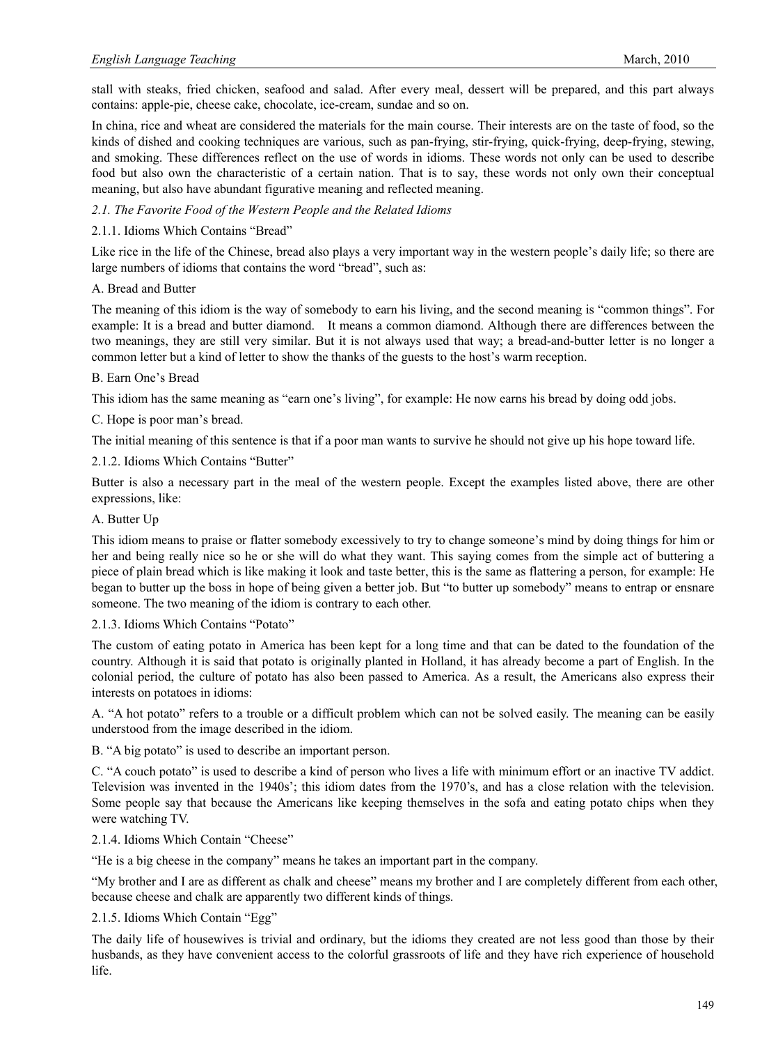stall with steaks, fried chicken, seafood and salad. After every meal, dessert will be prepared, and this part always contains: apple-pie, cheese cake, chocolate, ice-cream, sundae and so on.

In china, rice and wheat are considered the materials for the main course. Their interests are on the taste of food, so the kinds of dished and cooking techniques are various, such as pan-frying, stir-frying, quick-frying, deep-frying, stewing, and smoking. These differences reflect on the use of words in idioms. These words not only can be used to describe food but also own the characteristic of a certain nation. That is to say, these words not only own their conceptual meaning, but also have abundant figurative meaning and reflected meaning.

### *2.1. The Favorite Food of the Western People and the Related Idioms*

#### 2.1.1. Idioms Which Contains "Bread"

Like rice in the life of the Chinese, bread also plays a very important way in the western people's daily life; so there are large numbers of idioms that contains the word "bread", such as:

A. Bread and Butter

The meaning of this idiom is the way of somebody to earn his living, and the second meaning is "common things". For example: It is a bread and butter diamond.  It means a common diamond. Although there are differences between the two meanings, they are still very similar. But it is not always used that way; a bread-and-butter letter is no longer a common letter but a kind of letter to show the thanks of the guests to the host's warm reception.

B. Earn One's Bread

This idiom has the same meaning as "earn one's living", for example: He now earns his bread by doing odd jobs.

C. Hope is poor man's bread.

The initial meaning of this sentence is that if a poor man wants to survive he should not give up his hope toward life.

#### 2.1.2. Idioms Which Contains "Butter"

Butter is also a necessary part in the meal of the western people. Except the examples listed above, there are other expressions, like:

A. Butter Up

This idiom means to praise or flatter somebody excessively to try to change someone's mind by doing things for him or her and being really nice so he or she will do what they want. This saying comes from the simple act of buttering a piece of plain bread which is like making it look and taste better, this is the same as flattering a person, for example: He began to butter up the boss in hope of being given a better job. But "to butter up somebody" means to entrap or ensnare someone. The two meaning of the idiom is contrary to each other.

#### 2.1.3. Idioms Which Contains "Potato"

The custom of eating potato in America has been kept for a long time and that can be dated to the foundation of the country. Although it is said that potato is originally planted in Holland, it has already become a part of English. In the colonial period, the culture of potato has also been passed to America. As a result, the Americans also express their interests on potatoes in idioms:

A. "A hot potato" refers to a trouble or a difficult problem which can not be solved easily. The meaning can be easily understood from the image described in the idiom.

B. "A big potato" is used to describe an important person.

C. "A couch potato" is used to describe a kind of person who lives a life with minimum effort or an inactive TV addict. Television was invented in the 1940s'; this idiom dates from the 1970's, and has a close relation with the television. Some people say that because the Americans like keeping themselves in the sofa and eating potato chips when they were watching TV.

#### 2.1.4. Idioms Which Contain "Cheese"

"He is a big cheese in the company" means he takes an important part in the company.

"My brother and I are as different as chalk and cheese" means my brother and I are completely different from each other, because cheese and chalk are apparently two different kinds of things.

#### 2.1.5. Idioms Which Contain "Egg"

The daily life of housewives is trivial and ordinary, but the idioms they created are not less good than those by their husbands, as they have convenient access to the colorful grassroots of life and they have rich experience of household life.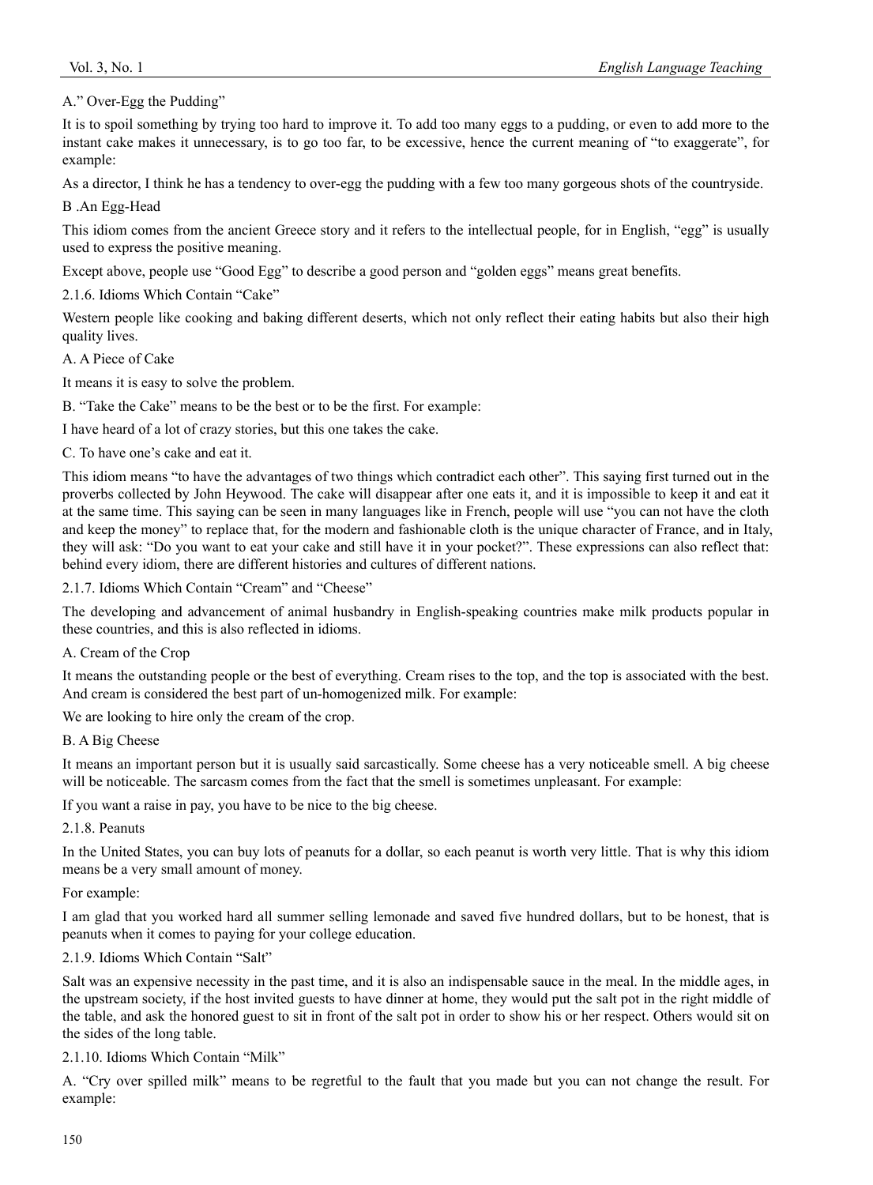A.” Over-Egg the Pudding”

It is to spoil something by trying too hard to improve it. To add too many eggs to a pudding, or even to add more to the instant cake makes it unnecessary, is to go too far, to be excessive, hence the current meaning of “to exaggerate”, for example:

As a director, I think he has a tendency to over-egg the pudding with a few too many gorgeous shots of the countryside.

B .An Egg-Head

This idiom comes from the ancient Greece story and it refers to the intellectual people, for in English, “egg” is usually used to express the positive meaning.

Except above, people use “Good Egg” to describe a good person and “golden eggs” means great benefits.

#### 2.1.6. Idioms Which Contain “Cake”

Western people like cooking and baking different deserts, which not only reflect their eating habits but also their high quality lives.

A. A Piece of Cake

It means it is easy to solve the problem.

B. “Take the Cake” means to be the best or to be the first. For example:

I have heard of a lot of crazy stories, but this one takes the cake.

C. To have one’s cake and eat it.

This idiom means “to have the advantages of two things which contradict each other”. This saying first turned out in the proverbs collected by John Heywood. The cake will disappear after one eats it, and it is impossible to keep it and eat it at the same time. This saying can be seen in many languages like in French, people will use “you can not have the cloth and keep the money” to replace that, for the modern and fashionable cloth is the unique character of France, and in Italy, they will ask: “Do you want to eat your cake and still have it in your pocket?”. These expressions can also reflect that: behind every idiom, there are different histories and cultures of different nations.

#### 2.1.7. Idioms Which Contain “Cream” and “Cheese”

The developing and advancement of animal husbandry in English-speaking countries make milk products popular in these countries, and this is also reflected in idioms.

A. Cream of the Crop

It means the outstanding people or the best of everything. Cream rises to the top, and the top is associated with the best. And cream is considered the best part of un-homogenized milk. For example:

We are looking to hire only the cream of the crop.

B. A Big Cheese

It means an important person but it is usually said sarcastically. Some cheese has a very noticeable smell. A big cheese will be noticeable. The sarcasm comes from the fact that the smell is sometimes unpleasant. For example:

If you want a raise in pay, you have to be nice to the big cheese.

#### 2.1.8. Peanuts

In the United States, you can buy lots of peanuts for a dollar, so each peanut is worth very little. That is why this idiom means be a very small amount of money.

For example:

I am glad that you worked hard all summer selling lemonade and saved five hundred dollars, but to be honest, that is peanuts when it comes to paying for your college education.

#### 2.1.9. Idioms Which Contain “Salt”

Salt was an expensive necessity in the past time, and it is also an indispensable sauce in the meal. In the middle ages, in the upstream society, if the host invited guests to have dinner at home, they would put the salt pot in the right middle of the table, and ask the honored guest to sit in front of the salt pot in order to show his or her respect. Others would sit on the sides of the long table.

#### 2.1.10. Idioms Which Contain “Milk”

A. “Cry over spilled milk” means to be regretful to the fault that you made but you can not change the result. For example: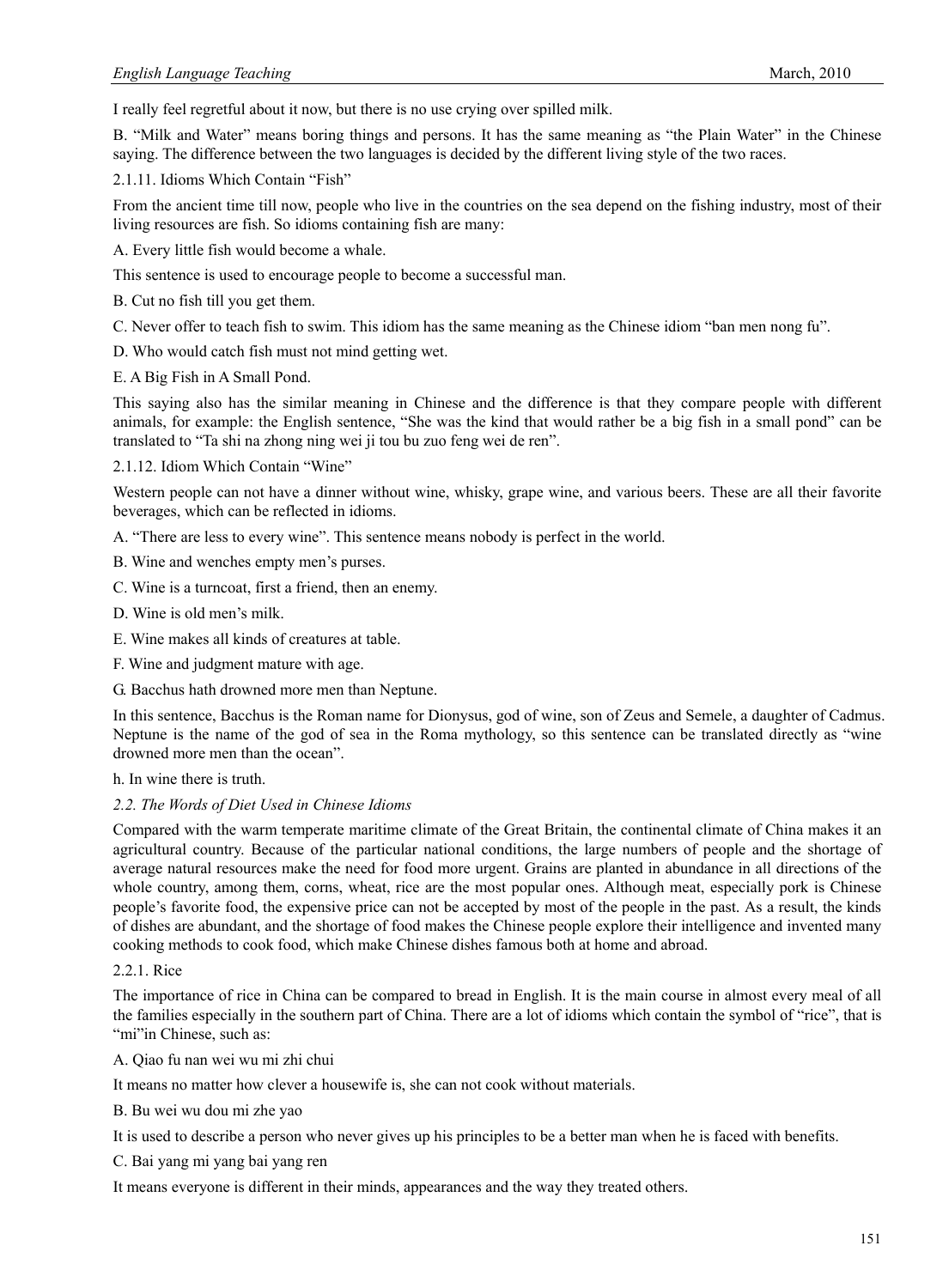I really feel regretful about it now, but there is no use crying over spilled milk.

B. "Milk and Water" means boring things and persons. It has the same meaning as "the Plain Water" in the Chinese saying. The difference between the two languages is decided by the different living style of the two races.

2.1.11. Idioms Which Contain "Fish"

From the ancient time till now, people who live in the countries on the sea depend on the fishing industry, most of their living resources are fish. So idioms containing fish are many:

A. Every little fish would become a whale.

This sentence is used to encourage people to become a successful man.

B. Cut no fish till you get them.

C. Never offer to teach fish to swim. This idiom has the same meaning as the Chinese idiom "ban men nong fu".

D. Who would catch fish must not mind getting wet.

E. A Big Fish in A Small Pond.

This saying also has the similar meaning in Chinese and the difference is that they compare people with different animals, for example: the English sentence, "She was the kind that would rather be a big fish in a small pond" can be translated to "Ta shi na zhong ning wei ji tou bu zuo feng wei de ren".

2.1.12. Idiom Which Contain "Wine"

Western people can not have a dinner without wine, whisky, grape wine, and various beers. These are all their favorite beverages, which can be reflected in idioms.

A. "There are less to every wine". This sentence means nobody is perfect in the world.

B. Wine and wenches empty men's purses.

C. Wine is a turncoat, first a friend, then an enemy.

D. Wine is old men's milk.

E. Wine makes all kinds of creatures at table.

F. Wine and judgment mature with age.

G. Bacchus hath drowned more men than Neptune.

In this sentence, Bacchus is the Roman name for Dionysus, god of wine, son of Zeus and Semele, a daughter of Cadmus. Neptune is the name of the god of sea in the Roma mythology, so this sentence can be translated directly as "wine drowned more men than the ocean".

h. In wine there is truth.

*2.2. The Words of Diet Used in Chinese Idioms*

Compared with the warm temperate maritime climate of the Great Britain, the continental climate of China makes it an agricultural country. Because of the particular national conditions, the large numbers of people and the shortage of average natural resources make the need for food more urgent. Grains are planted in abundance in all directions of the whole country, among them, corns, wheat, rice are the most popular ones. Although meat, especially pork is Chinese people's favorite food, the expensive price can not be accepted by most of the people in the past. As a result, the kinds of dishes are abundant, and the shortage of food makes the Chinese people explore their intelligence and invented many cooking methods to cook food, which make Chinese dishes famous both at home and abroad.

2.2.1. Rice

The importance of rice in China can be compared to bread in English. It is the main course in almost every meal of all the families especially in the southern part of China. There are a lot of idioms which contain the symbol of "rice", that is "mi"in Chinese, such as:

A. Qiao fu nan wei wu mi zhi chui

It means no matter how clever a housewife is, she can not cook without materials.

B. Bu wei wu dou mi zhe yao

It is used to describe a person who never gives up his principles to be a better man when he is faced with benefits.

C. Bai yang mi yang bai yang ren

It means everyone is different in their minds, appearances and the way they treated others.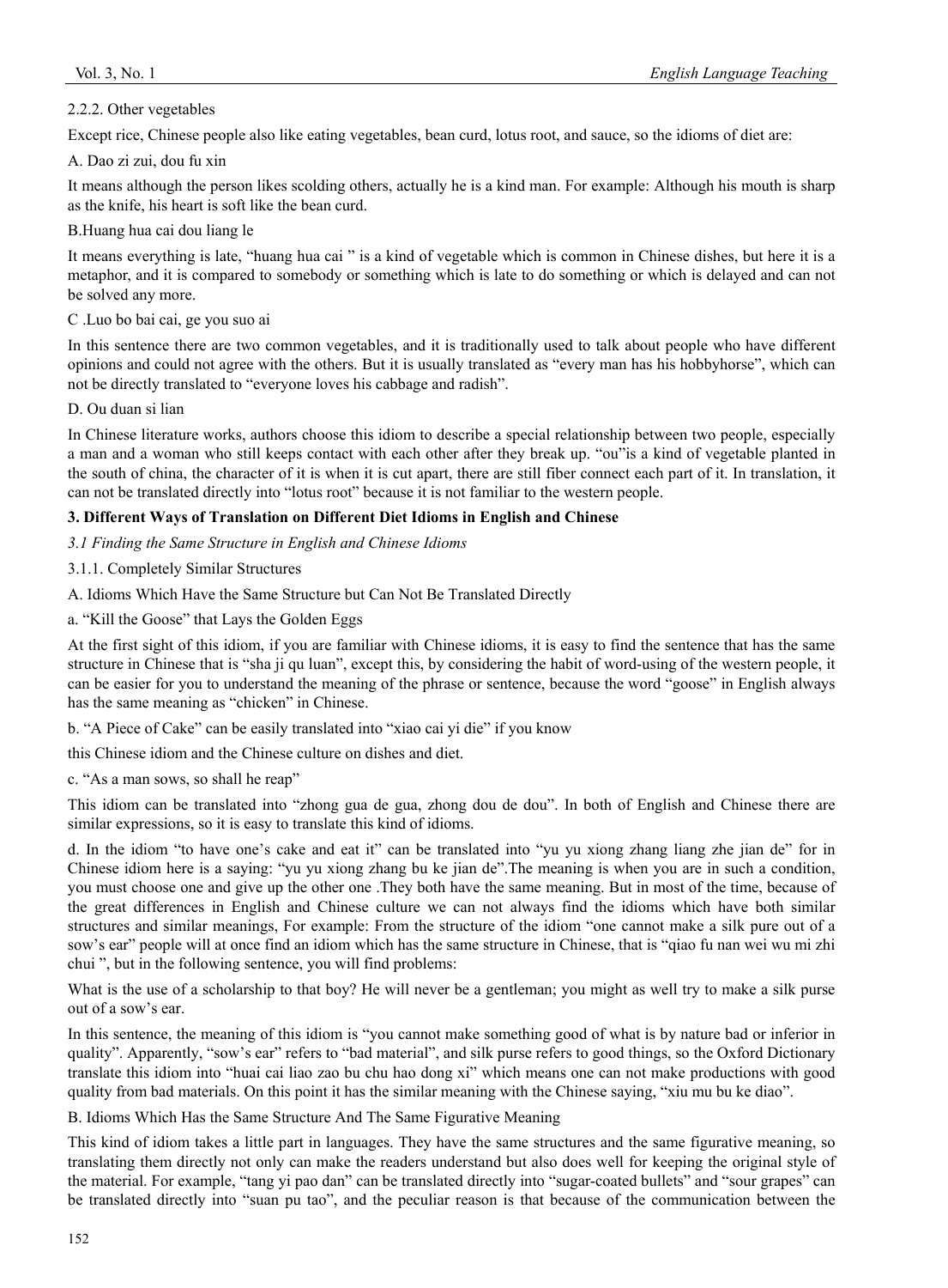#### 2.2.2. Other vegetables

Except rice, Chinese people also like eating vegetables, bean curd, lotus root, and sauce, so the idioms of diet are:

A. Dao zi zui, dou fu xin

It means although the person likes scolding others, actually he is a kind man. For example: Although his mouth is sharp as the knife, his heart is soft like the bean curd.

B.Huang hua cai dou liang le

It means everything is late, "huang hua cai " is a kind of vegetable which is common in Chinese dishes, but here it is a metaphor, and it is compared to somebody or something which is late to do something or which is delayed and can not be solved any more.

C .Luo bo bai cai, ge you suo ai

In this sentence there are two common vegetables, and it is traditionally used to talk about people who have different opinions and could not agree with the others. But it is usually translated as "every man has his hobbyhorse", which can not be directly translated to "everyone loves his cabbage and radish".

D. Ou duan si lian

In Chinese literature works, authors choose this idiom to describe a special relationship between two people, especially a man and a woman who still keeps contact with each other after they break up. "ou"is a kind of vegetable planted in the south of china, the character of it is when it is cut apart, there are still fiber connect each part of it. In translation, it can not be translated directly into "lotus root" because it is not familiar to the western people.

## 3. Different Ways of Translation on Different Diet Idioms in English and Chinese

### *3.1 Finding the Same Structure in English and Chinese Idioms*

#### 3.1.1. Completely Similar Structures

A. Idioms Which Have the Same Structure but Can Not Be Translated Directly

a. "Kill the Goose" that Lays the Golden Eggs

At the first sight of this idiom, if you are familiar with Chinese idioms, it is easy to find the sentence that has the same structure in Chinese that is "sha ji qu luan", except this, by considering the habit of word-using of the western people, it can be easier for you to understand the meaning of the phrase or sentence, because the word "goose" in English always has the same meaning as "chicken" in Chinese.

b. "A Piece of Cake" can be easily translated into "xiao cai yi die" if you know

this Chinese idiom and the Chinese culture on dishes and diet.

c. "As a man sows, so shall he reap"

This idiom can be translated into "zhong gua de gua, zhong dou de dou". In both of English and Chinese there are similar expressions, so it is easy to translate this kind of idioms.

d. In the idiom "to have one's cake and eat it" can be translated into "yu yu xiong zhang liang zhe jian de" for in Chinese idiom here is a saying: "yu yu xiong zhang bu ke jian de".The meaning is when you are in such a condition, you must choose one and give up the other one .They both have the same meaning. But in most of the time, because of the great differences in English and Chinese culture we can not always find the idioms which have both similar structures and similar meanings, For example: From the structure of the idiom "one cannot make a silk pure out of a sow's ear" people will at once find an idiom which has the same structure in Chinese, that is "qiao fu nan wei wu mi zhi chui ", but in the following sentence, you will find problems:

What is the use of a scholarship to that boy? He will never be a gentleman; you might as well try to make a silk purse out of a sow's ear.

In this sentence, the meaning of this idiom is "you cannot make something good of what is by nature bad or inferior in quality". Apparently, "sow's ear" refers to "bad material", and silk purse refers to good things, so the Oxford Dictionary translate this idiom into "huai cai liao zao bu chu hao dong xi" which means one can not make productions with good quality from bad materials. On this point it has the similar meaning with the Chinese saying, "xiu mu bu ke diao".

B. Idioms Which Has the Same Structure And The Same Figurative Meaning

This kind of idiom takes a little part in languages. They have the same structures and the same figurative meaning, so translating them directly not only can make the readers understand but also does well for keeping the original style of the material. For example, "tang yi pao dan" can be translated directly into "sugar-coated bullets" and "sour grapes" can be translated directly into "suan pu tao", and the peculiar reason is that because of the communication between the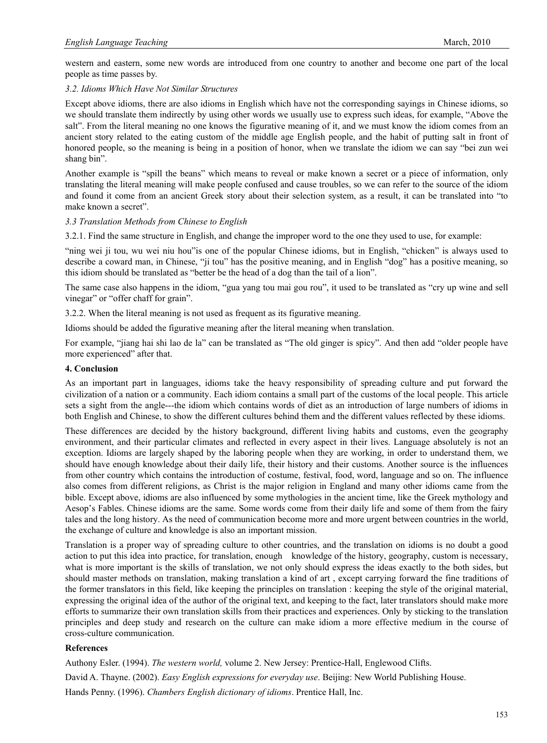western and eastern, some new words are introduced from one country to another and become one part of the local people as time passes by.

### *3.2. Idioms Which Have Not Similar Structures*

Except above idioms, there are also idioms in English which have not the corresponding sayings in Chinese idioms, so we should translate them indirectly by using other words we usually use to express such ideas, for example, "Above the salt". From the literal meaning no one knows the figurative meaning of it, and we must know the idiom comes from an ancient story related to the eating custom of the middle age English people, and the habit of putting salt in front of honored people, so the meaning is being in a position of honor, when we translate the idiom we can say "bei zun wei shang bin".

Another example is "spill the beans" which means to reveal or make known a secret or a piece of information, only translating the literal meaning will make people confused and cause troubles, so we can refer to the source of the idiom and found it come from an ancient Greek story about their selection system, as a result, it can be translated into "to make known a secret".

### *3.3 Translation Methods from Chinese to English*

3.2.1. Find the same structure in English, and change the improper word to the one they used to use, for example:

"ning wei ji tou, wu wei niu hou"is one of the popular Chinese idioms, but in English, "chicken" is always used to describe a coward man, in Chinese, "ji tou" has the positive meaning, and in English "dog" has a positive meaning, so this idiom should be translated as "better be the head of a dog than the tail of a lion".

The same case also happens in the idiom, "gua yang tou mai gou rou", it used to be translated as "cry up wine and sell vinegar" or "offer chaff for grain".

3.2.2. When the literal meaning is not used as frequent as its figurative meaning.

Idioms should be added the figurative meaning after the literal meaning when translation.

For example, "jiang hai shi lao de la" can be translated as "The old ginger is spicy". And then add "older people have more experienced" after that.

## 4. Conclusion

As an important part in languages, idioms take the heavy responsibility of spreading culture and put forward the civilization of a nation or a community. Each idiom contains a small part of the customs of the local people. This article sets a sight from the angle---the idiom which contains words of diet as an introduction of large numbers of idioms in both English and Chinese, to show the different cultures behind them and the different values reflected by these idioms.

These differences are decided by the history background, different living habits and customs, even the geography environment, and their particular climates and reflected in every aspect in their lives. Language absolutely is not an exception. Idioms are largely shaped by the laboring people when they are working, in order to understand them, we should have enough knowledge about their daily life, their history and their customs. Another source is the influences from other country which contains the introduction of costume, festival, food, word, language and so on. The influence also comes from different religions, as Christ is the major religion in England and many other idioms came from the bible. Except above, idioms are also influenced by some mythologies in the ancient time, like the Greek mythology and Aesop's Fables. Chinese idioms are the same. Some words come from their daily life and some of them from the fairy tales and the long history. As the need of communication become more and more urgent between countries in the world, the exchange of culture and knowledge is also an important mission.

Translation is a proper way of spreading culture to other countries, and the translation on idioms is no doubt a good action to put this idea into practice, for translation, enough knowledge of the history, geography, custom is necessary, what is more important is the skills of translation, we not only should express the ideas exactly to the both sides, but should master methods on translation, making translation a kind of art , except carrying forward the fine traditions of the former translators in this field, like keeping the principles on translation : keeping the style of the original material, expressing the original idea of the author of the original text, and keeping to the fact, later translators should make more efforts to summarize their own translation skills from their practices and experiences. Only by sticking to the translation principles and deep study and research on the culture can make idiom a more effective medium in the course of cross-culture communication.

## References

Authony Esler. (1994). *The western world,* volume 2. New Jersey: Prentice-Hall, Englewood Clifts.

David A. Thayne. (2002). *Easy English expressions for everyday use*. Beijing: New World Publishing House.

Hands Penny. (1996). *Chambers English dictionary of idioms*. Prentice Hall, Inc.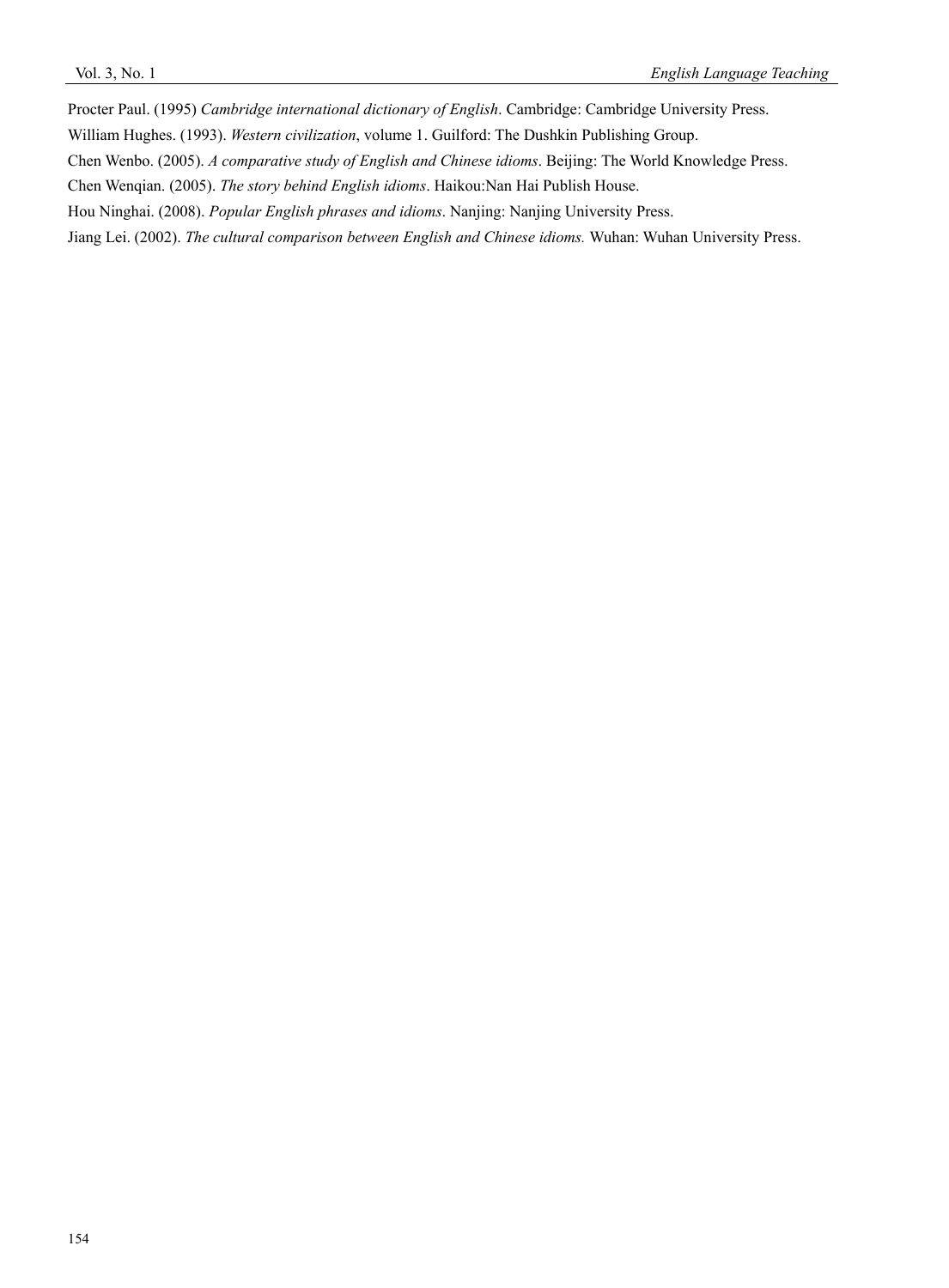Procter Paul. (1995) *Cambridge international dictionary of English*. Cambridge: Cambridge University Press.

William Hughes. (1993). *Western civilization*, volume 1. Guilford: The Dushkin Publishing Group.

Chen Wenbo. (2005). *A comparative study of English and Chinese idioms*. Beijing: The World Knowledge Press.

Chen Wenqian. (2005). *The story behind English idioms*. Haikou:Nan Hai Publish House.

Hou Ninghai. (2008). *Popular English phrases and idioms*. Nanjing: Nanjing University Press.

Jiang Lei. (2002). *The cultural comparison between English and Chinese idioms.* Wuhan: Wuhan University Press.